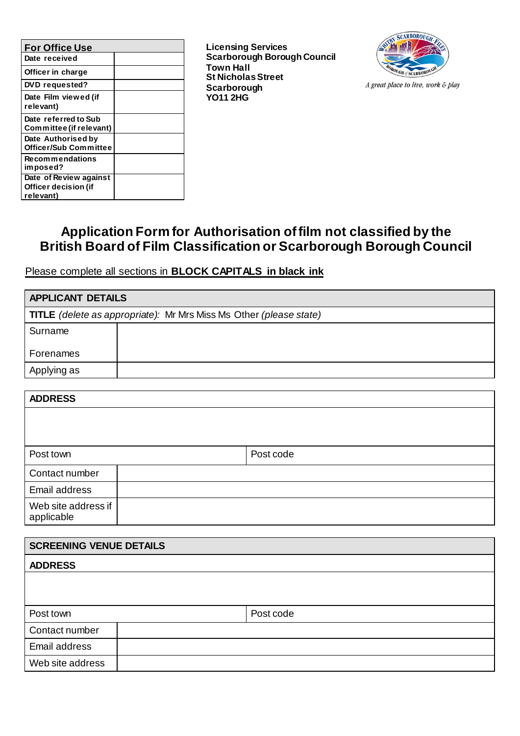| For Office Use | |
|---|---|
| Date received | |
| Officer in charge | |
| DVD requested? | |
| Date Film viewed (if relevant) | |
| Date referred to Sub Committee (if relevant) | |
| Date Authorised by Officer/Sub Committee | |
| Recommendations imposed? | |
| Date of Review against Officer decision (if relevant) | |

**Licensing Services**
**Scarborough Borough Council**
**Town Hall**
**St Nicholas Street**
**Scarborough**
**YO11 2HG**

*A great place to live, work & play*

# Application Form for Authorisation of film not classified by the British Board of Film Classification or Scarborough Borough Council

Please complete all sections in **BLOCK CAPITALS in black ink**

| APPLICANT DETAILS | |
|---|---|
| **TITLE** *(delete as appropriate):* Mr Mrs Miss Ms Other *(please state)* | |
| Surname | |
| Forenames | |
| Applying as | |

| ADDRESS | | | |
|---|---|---|---|
| | | | |
| Post town | | Post code | |
| Contact number | | | |
| Email address | | | |
| Web site address if applicable | | | |

| SCREENING VENUE DETAILS | | | |
|---|---|---|---|
| **ADDRESS** | | | |
| | | | |
| Post town | | Post code | |
| Contact number | | | |
| Email address | | | |
| Web site address | | | |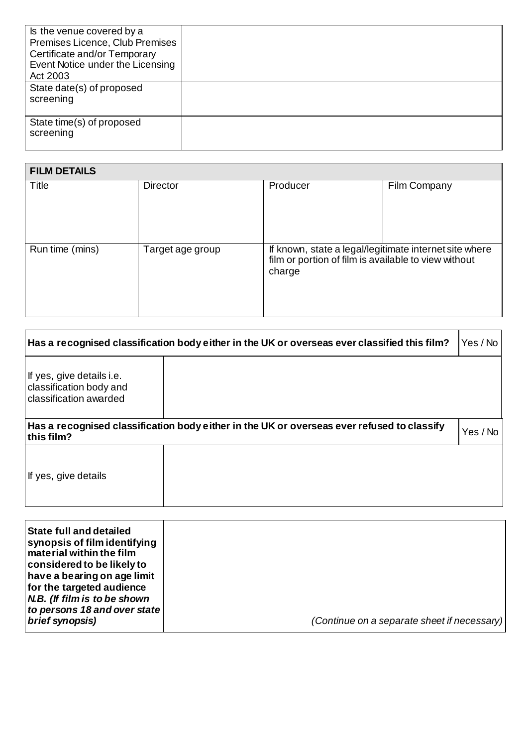| | |
|---|---|
| Is the venue covered by a Premises Licence, Club Premises Certificate and/or Temporary Event Notice under the Licensing Act 2003 | |
| State date(s) of proposed screening | |
| State time(s) of proposed screening | |

| **FILM DETAILS** | | | |
|---|---|---|---|
| Title | Director | Producer | Film Company |
| Run time (mins) | Target age group | If known, state a legal/legitimate internet site where film or portion of film is available to view without charge | |

| **Has a recognised classification body either in the UK or overseas ever classified this film?** | | Yes / No |
|---|---|---|
| If yes, give details i.e. classification body and classification awarded | | |
| **Has a recognised classification body either in the UK or overseas ever refused to classify this film?** | | Yes / No |
| If yes, give details | | |

| | |
|---|---|
| **State full and detailed synopsis of film identifying material within the film considered to be likely to have a bearing on age limit for the targeted audience** ***N.B. (If film is to be shown to persons 18 and over state brief synopsis)*** | *(Continue on a separate sheet if necessary)* |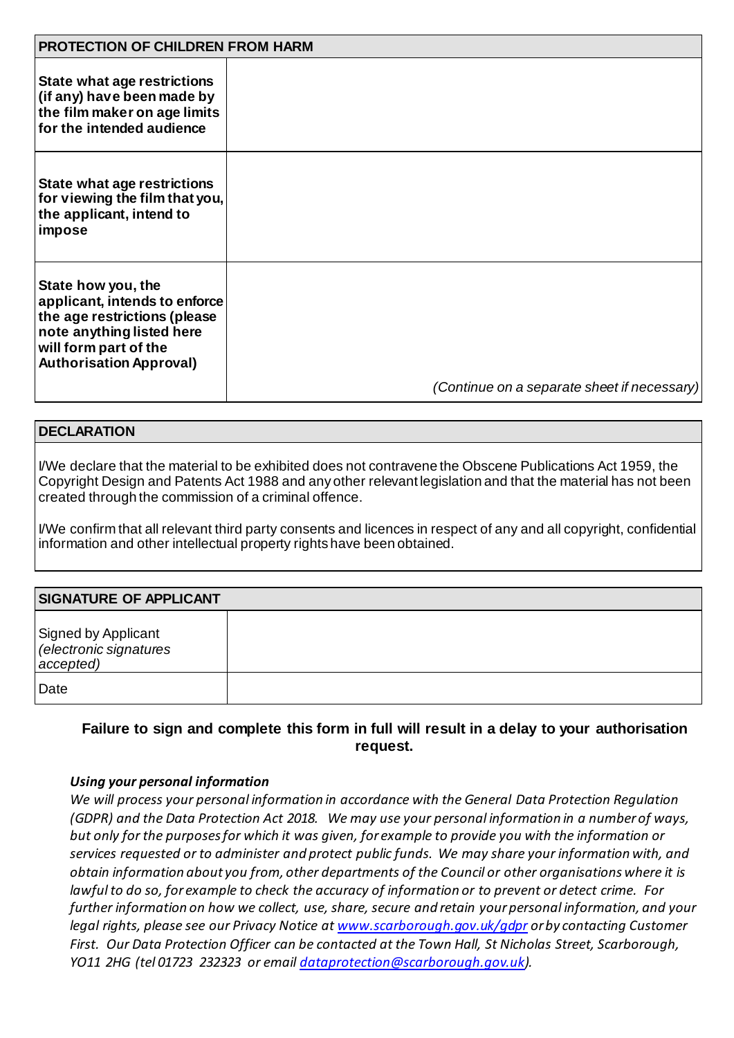| PROTECTION OF CHILDREN FROM HARM | |
|---|---|
| **State what age restrictions (if any) have been made by the film maker on age limits for the intended audience** | |
| **State what age restrictions for viewing the film that you, the applicant, intend to impose** | |
| **State how you, the applicant, intends to enforce the age restrictions (please note anything listed here will form part of the Authorisation Approval)** | *(Continue on a separate sheet if necessary)* |

| DECLARATION |
|---|
| I/We declare that the material to be exhibited does not contravene the Obscene Publications Act 1959, the Copyright Design and Patents Act 1988 and any other relevant legislation and that the material has not been created through the commission of a criminal offence.<br><br>I/We confirm that all relevant third party consents and licences in respect of any and all copyright, confidential information and other intellectual property rights have been obtained. |

| SIGNATURE OF APPLICANT | |
|---|---|
| Signed by Applicant *(electronic signatures accepted)* | |
| Date | |

**Failure to sign and complete this form in full will result in a delay to your authorisation request.**

***Using your personal information***

*We will process your personal information in accordance with the General Data Protection Regulation (GDPR) and the Data Protection Act 2018. We may use your personal information in a number of ways, but only for the purposes for which it was given, for example to provide you with the information or services requested or to administer and protect public funds. We may share your information with, and obtain information about you from, other departments of the Council or other organisations where it is lawful to do so, for example to check the accuracy of information or to prevent or detect crime. For further information on how we collect, use, share, secure and retain your personal information, and your legal rights, please see our Privacy Notice at [www.scarborough.gov.uk/gdpr](http://www.scarborough.gov.uk/gdpr) or by contacting Customer First. Our Data Protection Officer can be contacted at the Town Hall, St Nicholas Street, Scarborough, YO11 2HG (tel 01723 232323 or email [dataprotection@scarborough.gov.uk](mailto:dataprotection@scarborough.gov.uk)).*